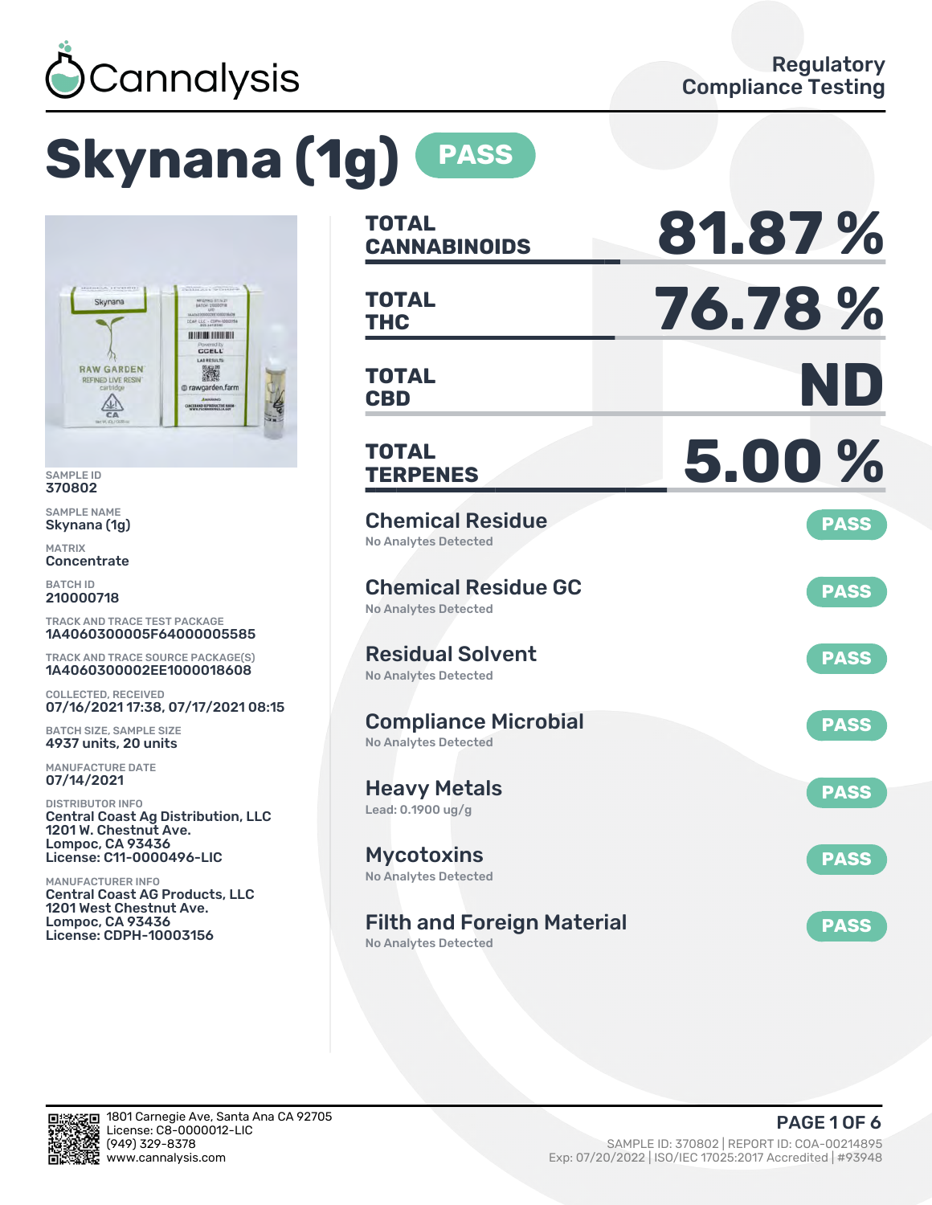Cannalysis

Regulatory Compliance Testing

# Skynana (1g) PASS

SAMPLE ID
370802

SAMPLE NAME
Skynana (1g)

MATRIX
Concentrate

BATCH ID
210000718

TRACK AND TRACE TEST PACKAGE
1A4060300005F64000005585

TRACK AND TRACE SOURCE PACKAGE(S)
1A4060300002EE1000018608

COLLECTED, RECEIVED
07/16/2021 17:38, 07/17/2021 08:15

BATCH SIZE, SAMPLE SIZE
4937 units, 20 units

MANUFACTURE DATE
07/14/2021

DISTRIBUTOR INFO
Central Coast Ag Distribution, LLC
1201 W. Chestnut Ave.
Lompoc, CA 93436
License: C11-0000496-LIC

MANUFACTURER INFO
Central Coast AG Products, LLC
1201 West Chestnut Ave.
Lompoc, CA 93436
License: CDPH-10003156

| | |
|---|---|
| **TOTAL CANNABINOIDS** | **81.87 %** |
| **TOTAL THC** | **76.78 %** |
| **TOTAL CBD** | **ND** |
| **TOTAL TERPENES** | **5.00 %** |

| Test | Result | Status |
|---|---|---|
| Chemical Residue | No Analytes Detected | PASS |
| Chemical Residue GC | No Analytes Detected | PASS |
| Residual Solvent | No Analytes Detected | PASS |
| Compliance Microbial | No Analytes Detected | PASS |
| Heavy Metals | Lead: 0.1900 ug/g | PASS |
| Mycotoxins | No Analytes Detected | PASS |
| Filth and Foreign Material | No Analytes Detected | PASS |

1801 Carnegie Ave, Santa Ana CA 92705
License: C8-0000012-LIC
(949) 329-8378
www.cannalysis.com

SAMPLE ID: 370802 | REPORT ID: COA-00214895
Exp: 07/20/2022 | ISO/IEC 17025:2017 Accredited | #93948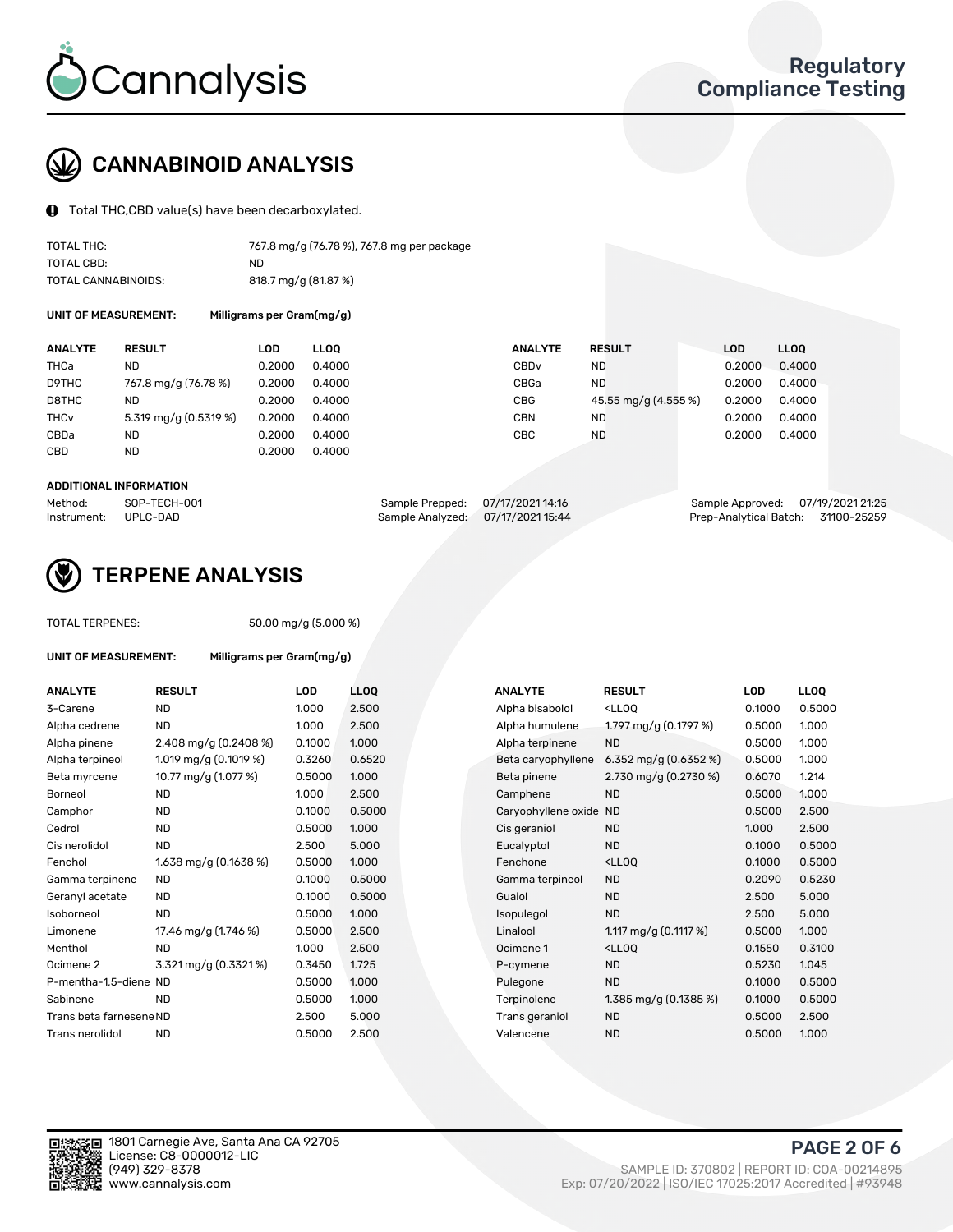# CANNABINOID ANALYSIS

Total THC,CBD value(s) have been decarboxylated.

| | |
|---|---|
| TOTAL THC: | 767.8 mg/g (76.78 %), 767.8 mg per package |
| TOTAL CBD: | ND |
| TOTAL CANNABINOIDS: | 818.7 mg/g (81.87 %) |

**UNIT OF MEASUREMENT:** Milligrams per Gram(mg/g)

| ANALYTE | RESULT | LOD | LLOQ | ANALYTE | RESULT | LOD | LLOQ |
|---|---|---|---|---|---|---|---|
| THCa | ND | 0.2000 | 0.4000 | CBDv | ND | 0.2000 | 0.4000 |
| D9THC | 767.8 mg/g (76.78 %) | 0.2000 | 0.4000 | CBGa | ND | 0.2000 | 0.4000 |
| D8THC | ND | 0.2000 | 0.4000 | CBG | 45.55 mg/g (4.555 %) | 0.2000 | 0.4000 |
| THCv | 5.319 mg/g (0.5319 %) | 0.2000 | 0.4000 | CBN | ND | 0.2000 | 0.4000 |
| CBDa | ND | 0.2000 | 0.4000 | CBC | ND | 0.2000 | 0.4000 |
| CBD | ND | 0.2000 | 0.4000 | | | | |

**ADDITIONAL INFORMATION**

| | | | | | |
|---|---|---|---|---|---|
| Method: | SOP-TECH-001 | Sample Prepped: | 07/17/2021 14:16 | Sample Approved: | 07/19/2021 21:25 |
| Instrument: | UPLC-DAD | Sample Analyzed: | 07/17/2021 15:44 | Prep-Analytical Batch: | 31100-25259 |

# TERPENE ANALYSIS

TOTAL TERPENES: 50.00 mg/g (5.000 %)

**UNIT OF MEASUREMENT:** Milligrams per Gram(mg/g)

| ANALYTE | RESULT | LOD | LLOQ | ANALYTE | RESULT | LOD | LLOQ |
|---|---|---|---|---|---|---|---|
| 3-Carene | ND | 1.000 | 2.500 | Alpha bisabolol | <LLOQ | 0.1000 | 0.5000 |
| Alpha cedrene | ND | 1.000 | 2.500 | Alpha humulene | 1.797 mg/g (0.1797 %) | 0.5000 | 1.000 |
| Alpha pinene | 2.408 mg/g (0.2408 %) | 0.1000 | 1.000 | Alpha terpinene | ND | 0.5000 | 1.000 |
| Alpha terpineol | 1.019 mg/g (0.1019 %) | 0.3260 | 0.6520 | Beta caryophyllene | 6.352 mg/g (0.6352 %) | 0.5000 | 1.000 |
| Beta myrcene | 10.77 mg/g (1.077 %) | 0.5000 | 1.000 | Beta pinene | 2.730 mg/g (0.2730 %) | 0.6070 | 1.214 |
| Borneol | ND | 1.000 | 2.500 | Camphene | ND | 0.5000 | 1.000 |
| Camphor | ND | 0.1000 | 0.5000 | Caryophyllene oxide | ND | 0.5000 | 2.500 |
| Cedrol | ND | 0.5000 | 1.000 | Cis geraniol | ND | 1.000 | 2.500 |
| Cis nerolidol | ND | 2.500 | 5.000 | Eucalyptol | ND | 0.1000 | 0.5000 |
| Fenchol | 1.638 mg/g (0.1638 %) | 0.5000 | 1.000 | Fenchone | <LLOQ | 0.1000 | 0.5000 |
| Gamma terpinene | ND | 0.1000 | 0.5000 | Gamma terpineol | ND | 0.2090 | 0.5230 |
| Geranyl acetate | ND | 0.1000 | 0.5000 | Guaiol | ND | 2.500 | 5.000 |
| Isoborneol | ND | 0.5000 | 1.000 | Isopulegol | ND | 2.500 | 5.000 |
| Limonene | 17.46 mg/g (1.746 %) | 0.5000 | 2.500 | Linalool | 1.117 mg/g (0.1117 %) | 0.5000 | 1.000 |
| Menthol | ND | 1.000 | 2.500 | Ocimene 1 | <LLOQ | 0.1550 | 0.3100 |
| Ocimene 2 | 3.321 mg/g (0.3321 %) | 0.3450 | 1.725 | P-cymene | ND | 0.5230 | 1.045 |
| P-mentha-1,5-diene | ND | 0.5000 | 1.000 | Pulegone | ND | 0.1000 | 0.5000 |
| Sabinene | ND | 0.5000 | 1.000 | Terpinolene | 1.385 mg/g (0.1385 %) | 0.1000 | 0.5000 |
| Trans beta farnesene | ND | 2.500 | 5.000 | Trans geraniol | ND | 0.5000 | 2.500 |
| Trans nerolidol | ND | 0.5000 | 2.500 | Valencene | ND | 0.5000 | 1.000 |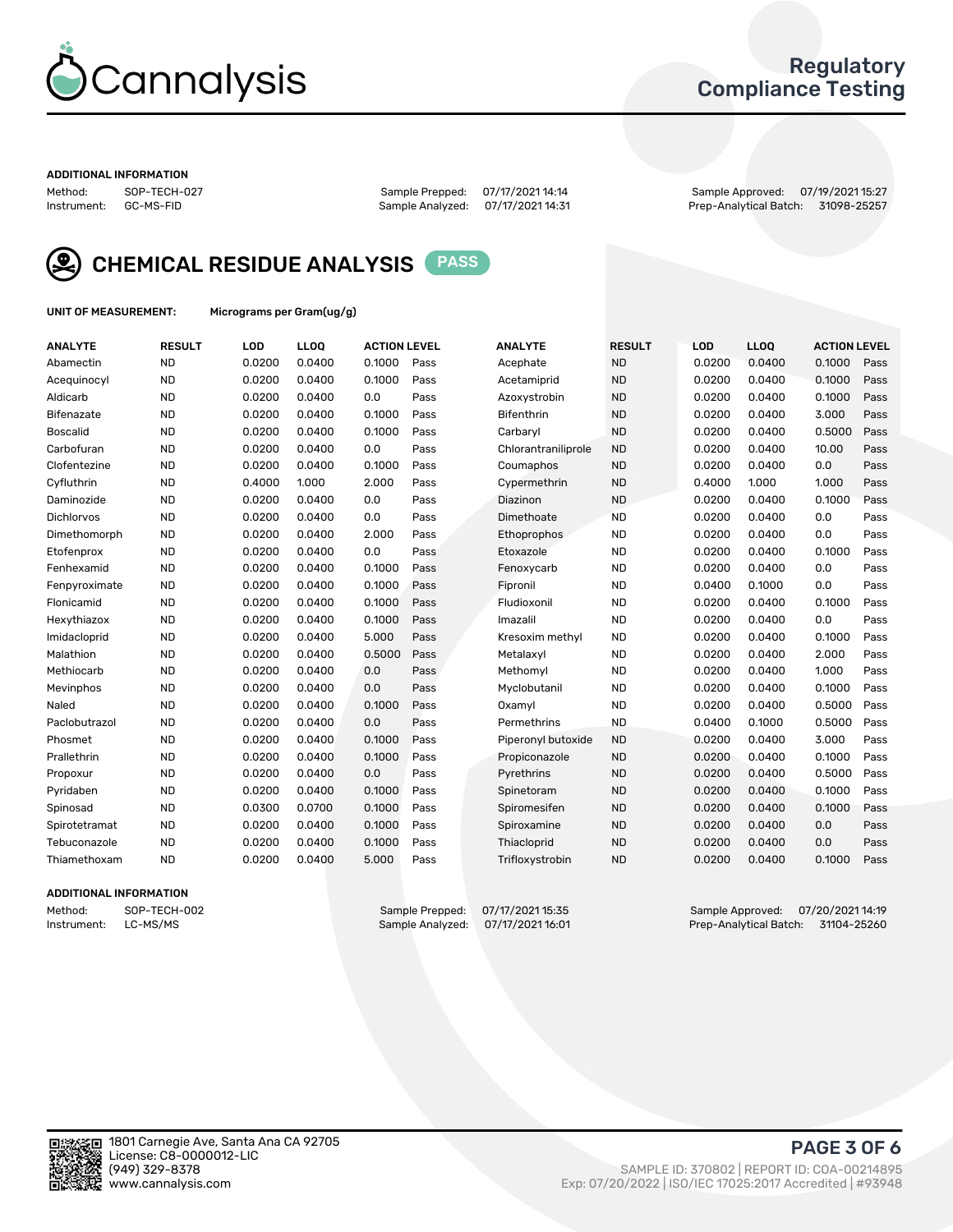Cannalysis

Regulatory Compliance Testing

**ADDITIONAL INFORMATION**

Method: SOP-TECH-027
Instrument: GC-MS-FID

Sample Prepped: 07/17/2021 14:14
Sample Analyzed: 07/17/2021 14:31

Sample Approved: 07/19/2021 15:27
Prep-Analytical Batch: 31098-25257

## CHEMICAL RESIDUE ANALYSIS PASS

**UNIT OF MEASUREMENT:** Micrograms per Gram(ug/g)

| ANALYTE | RESULT | LOD | LLOQ | ACTION LEVEL | | ANALYTE | RESULT | LOD | LLOQ | ACTION LEVEL | |
|---|---|---|---|---|---|---|---|---|---|---|---|
| Abamectin | ND | 0.0200 | 0.0400 | 0.1000 | Pass | Acephate | ND | 0.0200 | 0.0400 | 0.1000 | Pass |
| Acequinocyl | ND | 0.0200 | 0.0400 | 0.1000 | Pass | Acetamiprid | ND | 0.0200 | 0.0400 | 0.1000 | Pass |
| Aldicarb | ND | 0.0200 | 0.0400 | 0.0 | Pass | Azoxystrobin | ND | 0.0200 | 0.0400 | 0.1000 | Pass |
| Bifenazate | ND | 0.0200 | 0.0400 | 0.1000 | Pass | Bifenthrin | ND | 0.0200 | 0.0400 | 3.000 | Pass |
| Boscalid | ND | 0.0200 | 0.0400 | 0.1000 | Pass | Carbaryl | ND | 0.0200 | 0.0400 | 0.5000 | Pass |
| Carbofuran | ND | 0.0200 | 0.0400 | 0.0 | Pass | Chlorantraniliprole | ND | 0.0200 | 0.0400 | 10.00 | Pass |
| Clofentezine | ND | 0.0200 | 0.0400 | 0.1000 | Pass | Coumaphos | ND | 0.0200 | 0.0400 | 0.0 | Pass |
| Cyfluthrin | ND | 0.4000 | 1.000 | 2.000 | Pass | Cypermethrin | ND | 0.4000 | 1.000 | 1.000 | Pass |
| Daminozide | ND | 0.0200 | 0.0400 | 0.0 | Pass | Diazinon | ND | 0.0200 | 0.0400 | 0.1000 | Pass |
| Dichlorvos | ND | 0.0200 | 0.0400 | 0.0 | Pass | Dimethoate | ND | 0.0200 | 0.0400 | 0.0 | Pass |
| Dimethomorph | ND | 0.0200 | 0.0400 | 2.000 | Pass | Ethoprophos | ND | 0.0200 | 0.0400 | 0.0 | Pass |
| Etofenprox | ND | 0.0200 | 0.0400 | 0.0 | Pass | Etoxazole | ND | 0.0200 | 0.0400 | 0.1000 | Pass |
| Fenhexamid | ND | 0.0200 | 0.0400 | 0.1000 | Pass | Fenoxycarb | ND | 0.0200 | 0.0400 | 0.0 | Pass |
| Fenpyroximate | ND | 0.0200 | 0.0400 | 0.1000 | Pass | Fipronil | ND | 0.0400 | 0.1000 | 0.0 | Pass |
| Flonicamid | ND | 0.0200 | 0.0400 | 0.1000 | Pass | Fludioxonil | ND | 0.0200 | 0.0400 | 0.1000 | Pass |
| Hexythiazox | ND | 0.0200 | 0.0400 | 0.1000 | Pass | Imazalil | ND | 0.0200 | 0.0400 | 0.0 | Pass |
| Imidacloprid | ND | 0.0200 | 0.0400 | 5.000 | Pass | Kresoxim methyl | ND | 0.0200 | 0.0400 | 0.1000 | Pass |
| Malathion | ND | 0.0200 | 0.0400 | 0.5000 | Pass | Metalaxyl | ND | 0.0200 | 0.0400 | 2.000 | Pass |
| Methiocarb | ND | 0.0200 | 0.0400 | 0.0 | Pass | Methomyl | ND | 0.0200 | 0.0400 | 1.000 | Pass |
| Mevinphos | ND | 0.0200 | 0.0400 | 0.0 | Pass | Myclobutanil | ND | 0.0200 | 0.0400 | 0.1000 | Pass |
| Naled | ND | 0.0200 | 0.0400 | 0.1000 | Pass | Oxamyl | ND | 0.0200 | 0.0400 | 0.5000 | Pass |
| Paclobutrazol | ND | 0.0200 | 0.0400 | 0.0 | Pass | Permethrins | ND | 0.0400 | 0.1000 | 0.5000 | Pass |
| Phosmet | ND | 0.0200 | 0.0400 | 0.1000 | Pass | Piperonyl butoxide | ND | 0.0200 | 0.0400 | 3.000 | Pass |
| Prallethrin | ND | 0.0200 | 0.0400 | 0.1000 | Pass | Propiconazole | ND | 0.0200 | 0.0400 | 0.1000 | Pass |
| Propoxur | ND | 0.0200 | 0.0400 | 0.0 | Pass | Pyrethrins | ND | 0.0200 | 0.0400 | 0.5000 | Pass |
| Pyridaben | ND | 0.0200 | 0.0400 | 0.1000 | Pass | Spinetoram | ND | 0.0200 | 0.0400 | 0.1000 | Pass |
| Spinosad | ND | 0.0300 | 0.0700 | 0.1000 | Pass | Spiromesifen | ND | 0.0200 | 0.0400 | 0.1000 | Pass |
| Spirotetramat | ND | 0.0200 | 0.0400 | 0.1000 | Pass | Spiroxamine | ND | 0.0200 | 0.0400 | 0.0 | Pass |
| Tebuconazole | ND | 0.0200 | 0.0400 | 0.1000 | Pass | Thiacloprid | ND | 0.0200 | 0.0400 | 0.0 | Pass |
| Thiamethoxam | ND | 0.0200 | 0.0400 | 5.000 | Pass | Trifloxystrobin | ND | 0.0200 | 0.0400 | 0.1000 | Pass |

**ADDITIONAL INFORMATION**

Method: SOP-TECH-002
Instrument: LC-MS/MS

Sample Prepped: 07/17/2021 15:35
Sample Analyzed: 07/17/2021 16:01

Sample Approved: 07/20/2021 14:19
Prep-Analytical Batch: 31104-25260

1801 Carnegie Ave, Santa Ana CA 92705
License: C8-0000012-LIC
(949) 329-8378
www.cannalysis.com

SAMPLE ID: 370802 | REPORT ID: COA-00214895
Exp: 07/20/2022 | ISO/IEC 17025:2017 Accredited | #93948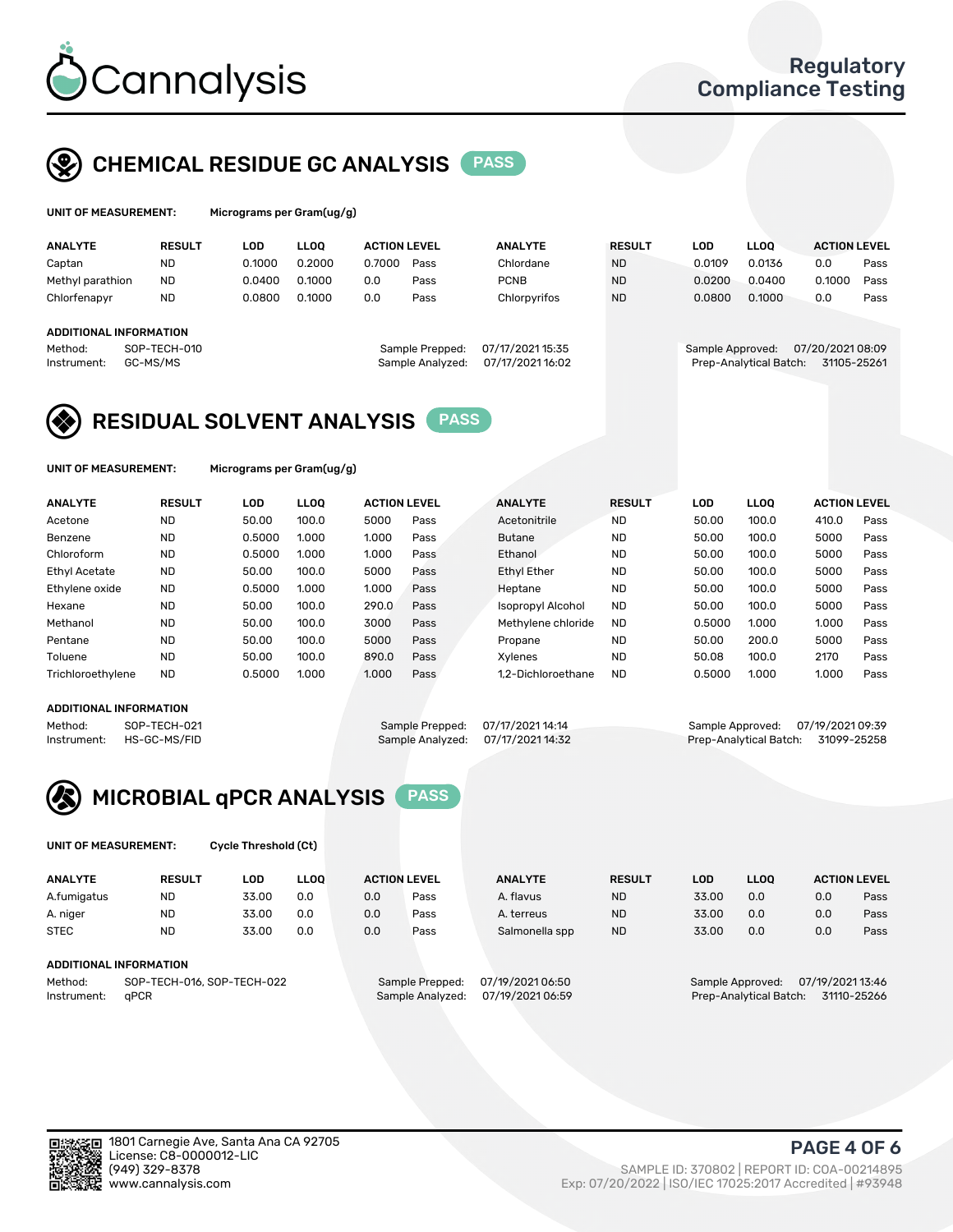# Cannalysis

Regulatory Compliance Testing

## CHEMICAL RESIDUE GC ANALYSIS PASS

**UNIT OF MEASUREMENT:** Micrograms per Gram(ug/g)

| ANALYTE | RESULT | LOD | LLOQ | ACTION LEVEL | | ANALYTE | RESULT | LOD | LLOQ | ACTION LEVEL | |
|---|---|---|---|---|---|---|---|---|---|---|---|
| Captan | ND | 0.1000 | 0.2000 | 0.7000 | Pass | Chlordane | ND | 0.0109 | 0.0136 | 0.0 | Pass |
| Methyl parathion | ND | 0.0400 | 0.1000 | 0.0 | Pass | PCNB | ND | 0.0200 | 0.0400 | 0.1000 | Pass |
| Chlorfenapyr | ND | 0.0800 | 0.1000 | 0.0 | Pass | Chlorpyrifos | ND | 0.0800 | 0.1000 | 0.0 | Pass |

**ADDITIONAL INFORMATION**

Method: SOP-TECH-010
Instrument: GC-MS/MS
Sample Prepped: 07/17/2021 15:35
Sample Analyzed: 07/17/2021 16:02
Sample Approved: 07/20/2021 08:09
Prep-Analytical Batch: 31105-25261

## RESIDUAL SOLVENT ANALYSIS PASS

**UNIT OF MEASUREMENT:** Micrograms per Gram(ug/g)

| ANALYTE | RESULT | LOD | LLOQ | ACTION LEVEL | | ANALYTE | RESULT | LOD | LLOQ | ACTION LEVEL | |
|---|---|---|---|---|---|---|---|---|---|---|---|
| Acetone | ND | 50.00 | 100.0 | 5000 | Pass | Acetonitrile | ND | 50.00 | 100.0 | 410.0 | Pass |
| Benzene | ND | 0.5000 | 1.000 | 1.000 | Pass | Butane | ND | 50.00 | 100.0 | 5000 | Pass |
| Chloroform | ND | 0.5000 | 1.000 | 1.000 | Pass | Ethanol | ND | 50.00 | 100.0 | 5000 | Pass |
| Ethyl Acetate | ND | 50.00 | 100.0 | 5000 | Pass | Ethyl Ether | ND | 50.00 | 100.0 | 5000 | Pass |
| Ethylene oxide | ND | 0.5000 | 1.000 | 1.000 | Pass | Heptane | ND | 50.00 | 100.0 | 5000 | Pass |
| Hexane | ND | 50.00 | 100.0 | 290.0 | Pass | Isopropyl Alcohol | ND | 50.00 | 100.0 | 5000 | Pass |
| Methanol | ND | 50.00 | 100.0 | 3000 | Pass | Methylene chloride | ND | 0.5000 | 1.000 | 1.000 | Pass |
| Pentane | ND | 50.00 | 100.0 | 5000 | Pass | Propane | ND | 50.00 | 200.0 | 5000 | Pass |
| Toluene | ND | 50.00 | 100.0 | 890.0 | Pass | Xylenes | ND | 50.08 | 100.0 | 2170 | Pass |
| Trichloroethylene | ND | 0.5000 | 1.000 | 1.000 | Pass | 1,2-Dichloroethane | ND | 0.5000 | 1.000 | 1.000 | Pass |

**ADDITIONAL INFORMATION**

Method: SOP-TECH-021
Instrument: HS-GC-MS/FID
Sample Prepped: 07/17/2021 14:14
Sample Analyzed: 07/17/2021 14:32
Sample Approved: 07/19/2021 09:39
Prep-Analytical Batch: 31099-25258

## MICROBIAL qPCR ANALYSIS PASS

**UNIT OF MEASUREMENT:** Cycle Threshold (Ct)

| ANALYTE | RESULT | LOD | LLOQ | ACTION LEVEL | | ANALYTE | RESULT | LOD | LLOQ | ACTION LEVEL | |
|---|---|---|---|---|---|---|---|---|---|---|---|
| A.fumigatus | ND | 33.00 | 0.0 | 0.0 | Pass | A. flavus | ND | 33.00 | 0.0 | 0.0 | Pass |
| A. niger | ND | 33.00 | 0.0 | 0.0 | Pass | A. terreus | ND | 33.00 | 0.0 | 0.0 | Pass |
| STEC | ND | 33.00 | 0.0 | 0.0 | Pass | Salmonella spp | ND | 33.00 | 0.0 | 0.0 | Pass |

**ADDITIONAL INFORMATION**

Method: SOP-TECH-016, SOP-TECH-022
Instrument: qPCR
Sample Prepped: 07/19/2021 06:50
Sample Analyzed: 07/19/2021 06:59
Sample Approved: 07/19/2021 13:46
Prep-Analytical Batch: 31110-25266

1801 Carnegie Ave, Santa Ana CA 92705
License: C8-0000012-LIC
(949) 329-8378
www.cannalysis.com

SAMPLE ID: 370802 | REPORT ID: COA-00214895
Exp: 07/20/2022 | ISO/IEC 17025:2017 Accredited | #93948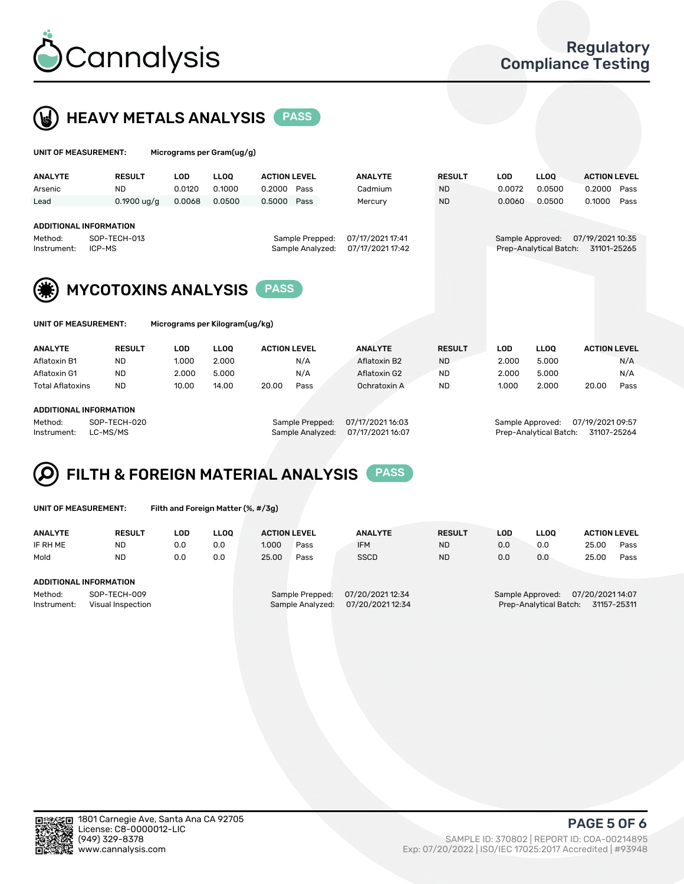# Cannalysis

Regulatory Compliance Testing

## HEAVY METALS ANALYSIS PASS

**UNIT OF MEASUREMENT:** Micrograms per Gram(ug/g)

| ANALYTE | RESULT | LOD | LLOQ | ACTION LEVEL | | ANALYTE | RESULT | LOD | LLOQ | ACTION LEVEL | |
|---|---|---|---|---|---|---|---|---|---|---|---|
| Arsenic | ND | 0.0120 | 0.1000 | 0.2000 | Pass | Cadmium | ND | 0.0072 | 0.0500 | 0.2000 | Pass |
| Lead | 0.1900 ug/g | 0.0068 | 0.0500 | 0.5000 | Pass | Mercury | ND | 0.0060 | 0.0500 | 0.1000 | Pass |

**ADDITIONAL INFORMATION**

Method: SOP-TECH-013
Instrument: ICP-MS
Sample Prepped: 07/17/2021 17:41
Sample Analyzed: 07/17/2021 17:42
Sample Approved: 07/19/2021 10:35
Prep-Analytical Batch: 31101-25265

## MYCOTOXINS ANALYSIS PASS

**UNIT OF MEASUREMENT:** Micrograms per Kilogram(ug/kg)

| ANALYTE | RESULT | LOD | LLOQ | ACTION LEVEL | | ANALYTE | RESULT | LOD | LLOQ | ACTION LEVEL | |
|---|---|---|---|---|---|---|---|---|---|---|---|
| Aflatoxin B1 | ND | 1.000 | 2.000 | | N/A | Aflatoxin B2 | ND | 2.000 | 5.000 | | N/A |
| Aflatoxin G1 | ND | 2.000 | 5.000 | | N/A | Aflatoxin G2 | ND | 2.000 | 5.000 | | N/A |
| Total Aflatoxins | ND | 10.00 | 14.00 | 20.00 | Pass | Ochratoxin A | ND | 1.000 | 2.000 | 20.00 | Pass |

**ADDITIONAL INFORMATION**

Method: SOP-TECH-020
Instrument: LC-MS/MS
Sample Prepped: 07/17/2021 16:03
Sample Analyzed: 07/17/2021 16:07
Sample Approved: 07/19/2021 09:57
Prep-Analytical Batch: 31107-25264

## FILTH & FOREIGN MATERIAL ANALYSIS PASS

**UNIT OF MEASUREMENT:** Filth and Foreign Matter (%, #/3g)

| ANALYTE | RESULT | LOD | LLOQ | ACTION LEVEL | | ANALYTE | RESULT | LOD | LLOQ | ACTION LEVEL | |
|---|---|---|---|---|---|---|---|---|---|---|---|
| IF RH ME | ND | 0.0 | 0.0 | 1.000 | Pass | IFM | ND | 0.0 | 0.0 | 25.00 | Pass |
| Mold | ND | 0.0 | 0.0 | 25.00 | Pass | SSCD | ND | 0.0 | 0.0 | 25.00 | Pass |

**ADDITIONAL INFORMATION**

Method: SOP-TECH-009
Instrument: Visual Inspection
Sample Prepped: 07/20/2021 12:34
Sample Analyzed: 07/20/2021 12:34
Sample Approved: 07/20/2021 14:07
Prep-Analytical Batch: 31157-25311

1801 Carnegie Ave, Santa Ana CA 92705
License: C8-0000012-LIC
(949) 329-8378
www.cannalysis.com

SAMPLE ID: 370802 | REPORT ID: COA-00214895
Exp: 07/20/2022 | ISO/IEC 17025:2017 Accredited | #93948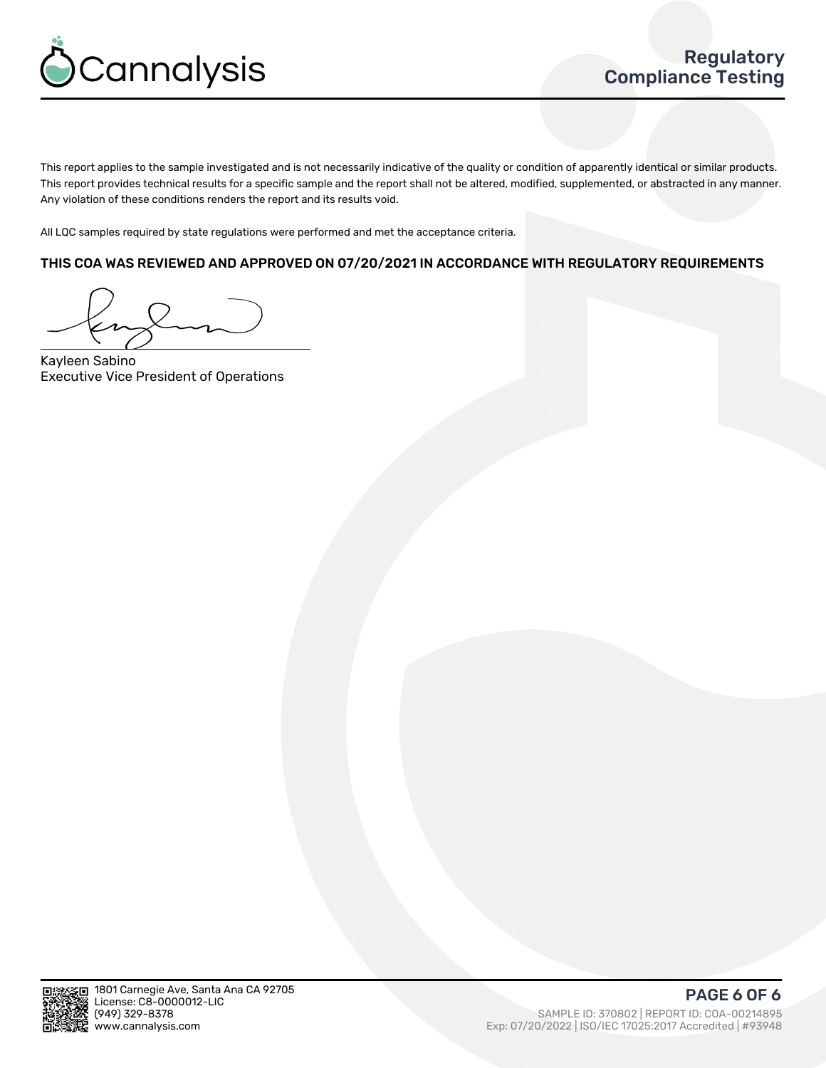This report applies to the sample investigated and is not necessarily indicative of the quality or condition of apparently identical or similar products. This report provides technical results for a specific sample and the report shall not be altered, modified, supplemented, or abstracted in any manner. Any violation of these conditions renders the report and its results void.

All LQC samples required by state regulations were performed and met the acceptance criteria.

**THIS COA WAS REVIEWED AND APPROVED ON 07/20/2021 IN ACCORDANCE WITH REGULATORY REQUIREMENTS**

Kayleen Sabino
Executive Vice President of Operations